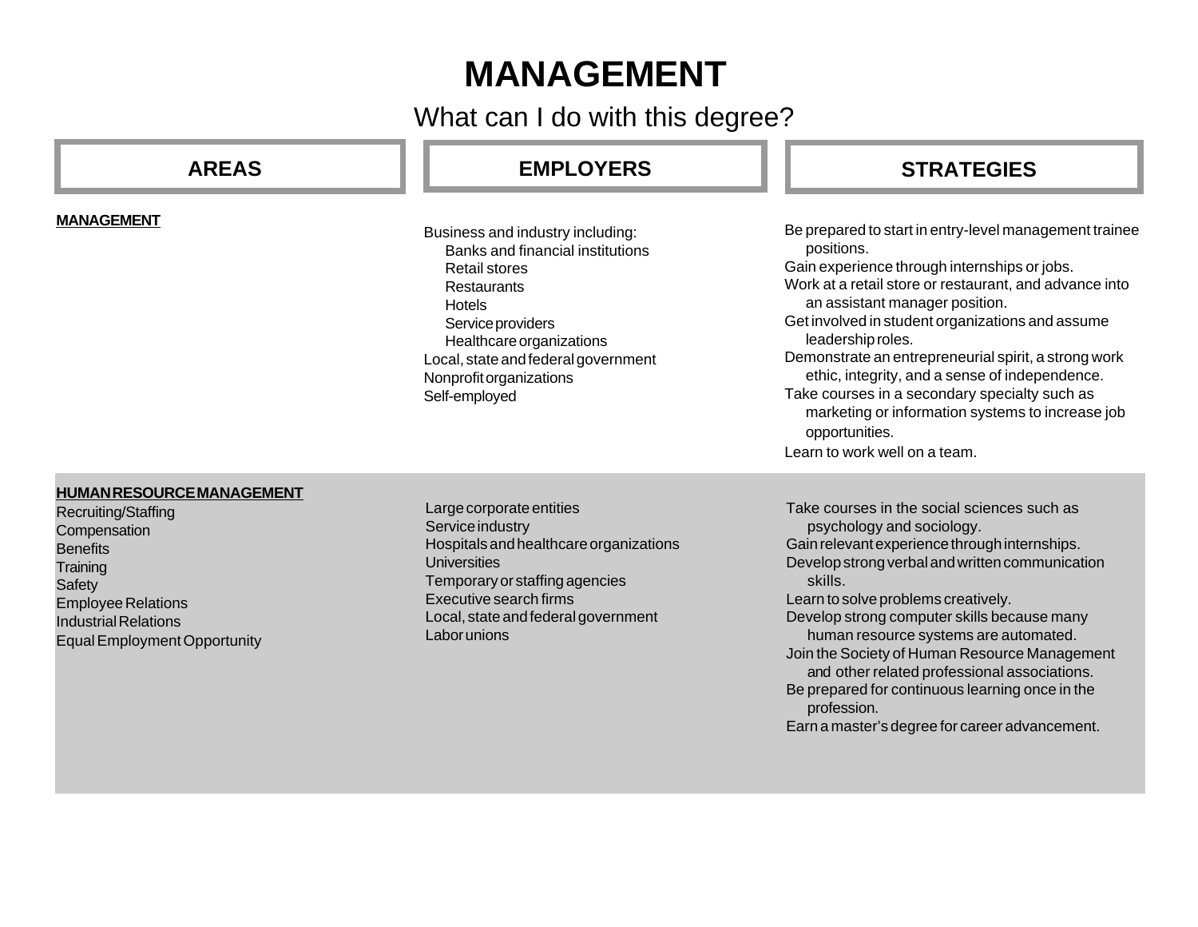# MANAGEMENT

What can I do with this degree?

| AREAS | EMPLOYERS | STRATEGIES |
|---|---|---|
| **MANAGEMENT** | Business and industry including:<br>Banks and financial institutions<br>Retail stores<br>Restaurants<br>Hotels<br>Service providers<br>Healthcare organizations<br>Local, state and federal government<br>Nonprofit organizations<br>Self-employed | Be prepared to start in entry-level management trainee positions.<br>Gain experience through internships or jobs.<br>Work at a retail store or restaurant, and advance into an assistant manager position.<br>Get involved in student organizations and assume leadership roles.<br>Demonstrate an entrepreneurial spirit, a strong work ethic, integrity, and a sense of independence.<br>Take courses in a secondary specialty such as marketing or information systems to increase job opportunities.<br>Learn to work well on a team. |
| **HUMAN RESOURCE MANAGEMENT**<br>Recruiting/Staffing<br>Compensation<br>Benefits<br>Training<br>Safety<br>Employee Relations<br>Industrial Relations<br>Equal Employment Opportunity | Large corporate entities<br>Service industry<br>Hospitals and healthcare organizations<br>Universities<br>Temporary or staffing agencies<br>Executive search firms<br>Local, state and federal government<br>Labor unions | Take courses in the social sciences such as psychology and sociology.<br>Gain relevant experience through internships.<br>Develop strong verbal and written communication skills.<br>Learn to solve problems creatively.<br>Develop strong computer skills because many human resource systems are automated.<br>Join the Society of Human Resource Management and other related professional associations.<br>Be prepared for continuous learning once in the profession.<br>Earn a master's degree for career advancement. |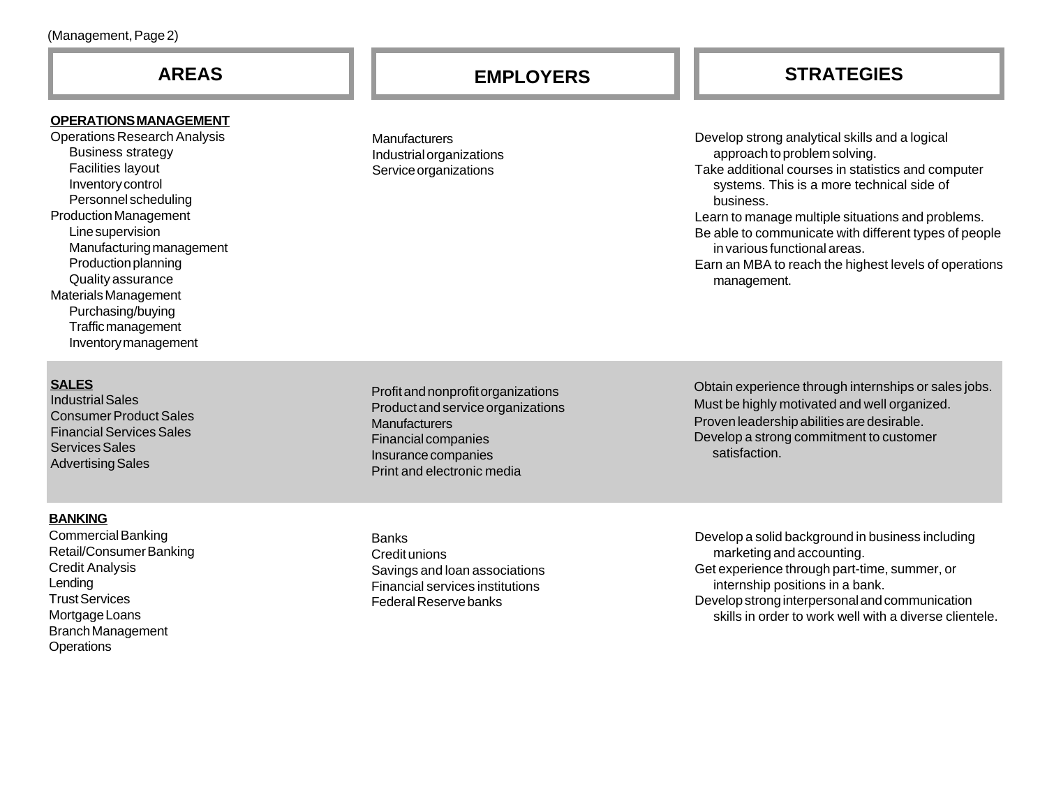| AREAS | EMPLOYERS | STRATEGIES |
|---|---|---|
| **OPERATIONS MANAGEMENT**<br>Operations Research Analysis<br>&nbsp;&nbsp;&nbsp;&nbsp;Business strategy<br>&nbsp;&nbsp;&nbsp;&nbsp;Facilities layout<br>&nbsp;&nbsp;&nbsp;&nbsp;Inventory control<br>&nbsp;&nbsp;&nbsp;&nbsp;Personnel scheduling<br>Production Management<br>&nbsp;&nbsp;&nbsp;&nbsp;Line supervision<br>&nbsp;&nbsp;&nbsp;&nbsp;Manufacturing management<br>&nbsp;&nbsp;&nbsp;&nbsp;Production planning<br>&nbsp;&nbsp;&nbsp;&nbsp;Quality assurance<br>Materials Management<br>&nbsp;&nbsp;&nbsp;&nbsp;Purchasing/buying<br>&nbsp;&nbsp;&nbsp;&nbsp;Traffic management<br>&nbsp;&nbsp;&nbsp;&nbsp;Inventory management | Manufacturers<br>Industrial organizations<br>Service organizations | Develop strong analytical skills and a logical approach to problem solving.<br>Take additional courses in statistics and computer systems. This is a more technical side of business.<br>Learn to manage multiple situations and problems.<br>Be able to communicate with different types of people in various functional areas.<br>Earn an MBA to reach the highest levels of operations management. |
| **SALES**<br>Industrial Sales<br>Consumer Product Sales<br>Financial Services Sales<br>Services Sales<br>Advertising Sales | Profit and nonprofit organizations<br>Product and service organizations<br>Manufacturers<br>Financial companies<br>Insurance companies<br>Print and electronic media | Obtain experience through internships or sales jobs.<br>Must be highly motivated and well organized.<br>Proven leadership abilities are desirable.<br>Develop a strong commitment to customer satisfaction. |
| **BANKING**<br>Commercial Banking<br>Retail/Consumer Banking<br>Credit Analysis<br>Lending<br>Trust Services<br>Mortgage Loans<br>Branch Management<br>Operations | Banks<br>Credit unions<br>Savings and loan associations<br>Financial services institutions<br>Federal Reserve banks | Develop a solid background in business including marketing and accounting.<br>Get experience through part-time, summer, or internship positions in a bank.<br>Develop strong interpersonal and communication skills in order to work well with a diverse clientele. |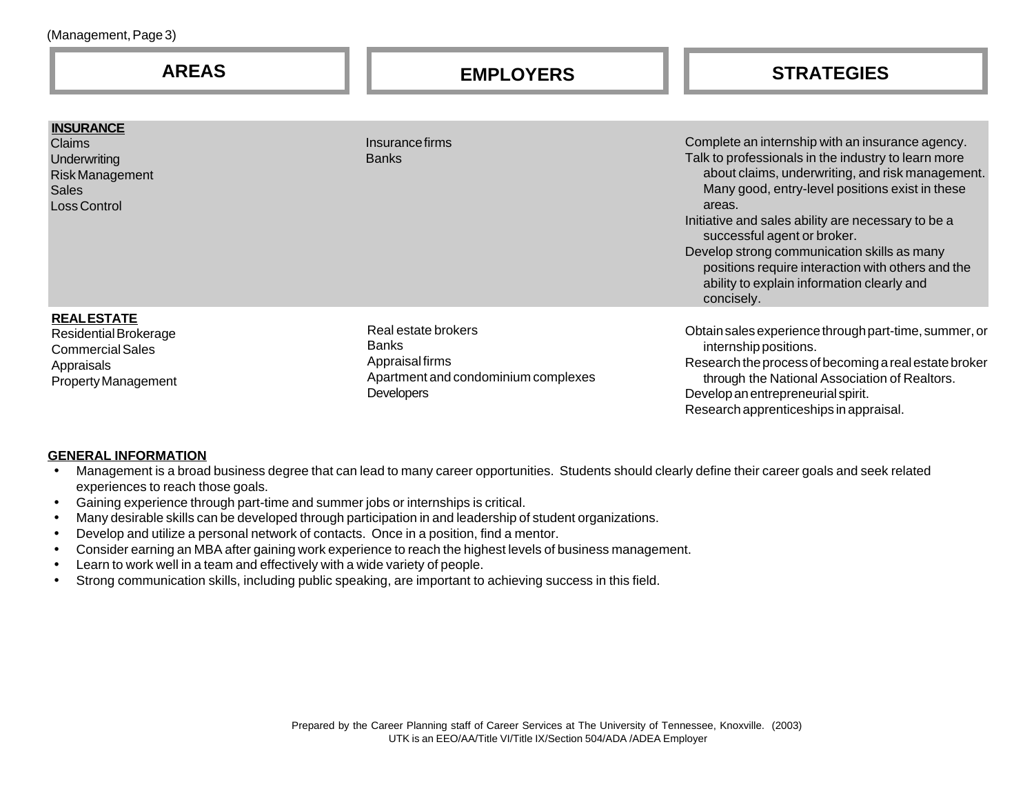| AREAS | EMPLOYERS | STRATEGIES |
| --- | --- | --- |
| **INSURANCE**<br>Claims<br>Underwriting<br>Risk Management<br>Sales<br>Loss Control | Insurance firms<br>Banks | Complete an internship with an insurance agency.<br>Talk to professionals in the industry to learn more about claims, underwriting, and risk management. Many good, entry-level positions exist in these areas.<br>Initiative and sales ability are necessary to be a successful agent or broker.<br>Develop strong communication skills as many positions require interaction with others and the ability to explain information clearly and concisely. |
| **REAL ESTATE**<br>Residential Brokerage<br>Commercial Sales<br>Appraisals<br>Property Management | Real estate brokers<br>Banks<br>Appraisal firms<br>Apartment and condominium complexes<br>Developers | Obtain sales experience through part-time, summer, or internship positions.<br>Research the process of becoming a real estate broker through the National Association of Realtors.<br>Develop an entrepreneurial spirit.<br>Research apprenticeships in appraisal. |

**GENERAL INFORMATION**

- Management is a broad business degree that can lead to many career opportunities. Students should clearly define their career goals and seek related experiences to reach those goals.
- Gaining experience through part-time and summer jobs or internships is critical.
- Many desirable skills can be developed through participation in and leadership of student organizations.
- Develop and utilize a personal network of contacts. Once in a position, find a mentor.
- Consider earning an MBA after gaining work experience to reach the highest levels of business management.
- Learn to work well in a team and effectively with a wide variety of people.
- Strong communication skills, including public speaking, are important to achieving success in this field.

Prepared by the Career Planning staff of Career Services at The University of Tennessee, Knoxville. (2003)
UTK is an EEO/AA/Title VI/Title IX/Section 504/ADA /ADEA Employer